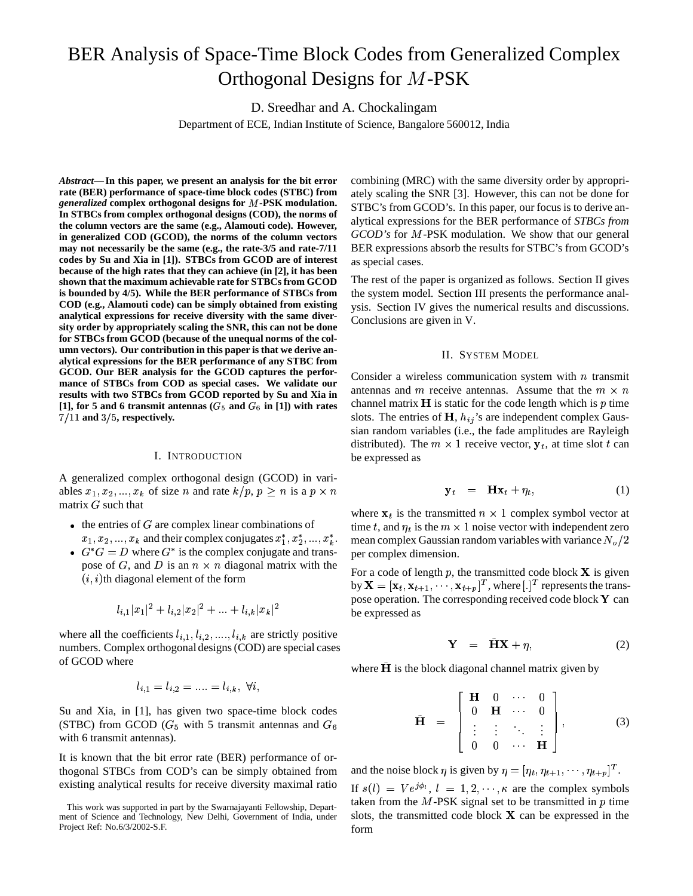# BER Analysis of Space-Time Block Codes from Generalized Complex Orthogonal Designs for $M$-PSK

D. Sreedhar and A. Chockalingam

Department of ECE, Indian Institute of Science, Bangalore 560012, India

***Abstract*— In this paper, we present an analysis for the bit error rate (BER) performance of space-time block codes (STBC) from *generalized* complex orthogonal designs for $M$-PSK modulation. In STBCs from complex orthogonal designs (COD), the norms of the column vectors are the same (e.g., Alamouti code). However, in generalized COD (GCOD), the norms of the column vectors may not necessarily be the same (e.g., the rate-3/5 and rate-7/11 codes by Su and Xia in [1]). STBCs from GCOD are of interest because of the high rates that they can achieve (in [2], it has been shown that the maximum achievable rate for STBCs from GCOD is bounded by 4/5). While the BER performance of STBCs from COD (e.g., Alamouti code) can be simply obtained from existing analytical expressions for receive diversity with the same diversity order by appropriately scaling the SNR, this can not be done for STBCs from GCOD (because of the unequal norms of the column vectors). Our contribution in this paper is that we derive analytical expressions for the BER performance of any STBC from GCOD. Our BER analysis for the GCOD captures the performance of STBCs from COD as special cases. We validate our results with two STBCs from GCOD reported by Su and Xia in [1], for 5 and 6 transmit antennas ($G_5$ and $G_6$ in [1]) with rates $7/11$ and $3/5$, respectively.**

## I. Introduction

A generalized complex orthogonal design (GCOD) in variables $x_1, x_2, ..., x_k$ of size $n$ and rate $k/p$, $p \geq n$ is a $p \times n$ matrix $G$ such that

- the entries of $G$ are complex linear combinations of $x_1, x_2, ..., x_k$ and their complex conjugates $x_1^*, x_2^*, ..., x_k^*$.
- $G^* G = D$ where $G^*$ is the complex conjugate and transpose of $G$, and $D$ is an $n \times n$ diagonal matrix with the $(i, i)$th diagonal element of the form

$$l_{i,1}|x_1|^2 + l_{i,2}|x_2|^2 + ... + l_{i,k}|x_k|^2$$

where all the coefficients $l_{i,1}, l_{i,2}, ...., l_{i,k}$ are strictly positive numbers. Complex orthogonal designs (COD) are special cases of GCOD where

$$l_{i,1} = l_{i,2} = .... = l_{i,k}, \ \forall i,$$

Su and Xia, in [1], has given two space-time block codes (STBC) from GCOD ($G_5$ with 5 transmit antennas and $G_6$ with 6 transmit antennas).

It is known that the bit error rate (BER) performance of orthogonal STBCs from COD's can be simply obtained from existing analytical results for receive diversity maximal ratio combining (MRC) with the same diversity order by appropriately scaling the SNR [3]. However, this can not be done for STBC's from GCOD's. In this paper, our focus is to derive analytical expressions for the BER performance of *STBCs from GCOD's* for $M$-PSK modulation. We show that our general BER expressions absorb the results for STBC's from GCOD's as special cases.

The rest of the paper is organized as follows. Section II gives the system model. Section III presents the performance analysis. Section IV gives the numerical results and discussions. Conclusions are given in V.

This work was supported in part by the Swarnajayanti Fellowship, Department of Science and Technology, New Delhi, Government of India, under Project Ref: No.6/3/2002-S.F.

## II. System Model

Consider a wireless communication system with $n$ transmit antennas and $m$ receive antennas. Assume that the $m \times n$ channel matrix $\mathbf{H}$ is static for the code length which is $p$ time slots. The entries of $\mathbf{H}$, $h_{ij}$'s are independent complex Gaussian random variables (i.e., the fade amplitudes are Rayleigh distributed). The $m \times 1$ receive vector, $\mathbf{y}_t$, at time slot $t$ can be expressed as

$$\mathbf{y}_t \quad = \quad \mathbf{H}\mathbf{x}_t + \eta_t, \tag{1}$$

where $\mathbf{x}_t$ is the transmitted $n \times 1$ complex symbol vector at time $t$, and $\eta_t$ is the $m \times 1$ noise vector with independent zero mean complex Gaussian random variables with variance $N_o/2$ per complex dimension.

For a code of length $p$, the transmitted code block $\mathbf{X}$ is given by $\mathbf{X} = [\mathbf{x}_t, \mathbf{x}_{t+1}, \cdots, \mathbf{x}_{t+p}]^T$, where $[.]^T$ represents the transpose operation. The corresponding received code block $\mathbf{Y}$ can be expressed as

$$\mathbf{Y} \quad = \quad \bar{\mathbf{H}}\mathbf{X} + \eta, \tag{2}$$

where $\bar{\mathbf{H}}$ is the block diagonal channel matrix given by

$$\bar{\mathbf{H}} \quad = \quad \left[ \begin{array}{cccc} \mathbf{H} & 0 & \cdots & 0 \\ 0 & \mathbf{H} & \cdots & 0 \\ \vdots & \vdots & \ddots & \vdots \\ 0 & 0 & \cdots & \mathbf{H} \end{array} \right], \tag{3}$$

and the noise block $\eta$ is given by $\eta = [\eta_t, \eta_{t+1}, \cdots, \eta_{t+p}]^T$.

If $s(l) = Ve^{j\phi_l}$, $l = 1, 2, \cdots, \kappa$ are the complex symbols taken from the $M$-PSK signal set to be transmitted in $p$ time slots, the transmitted code block $\mathbf{X}$ can be expressed in the form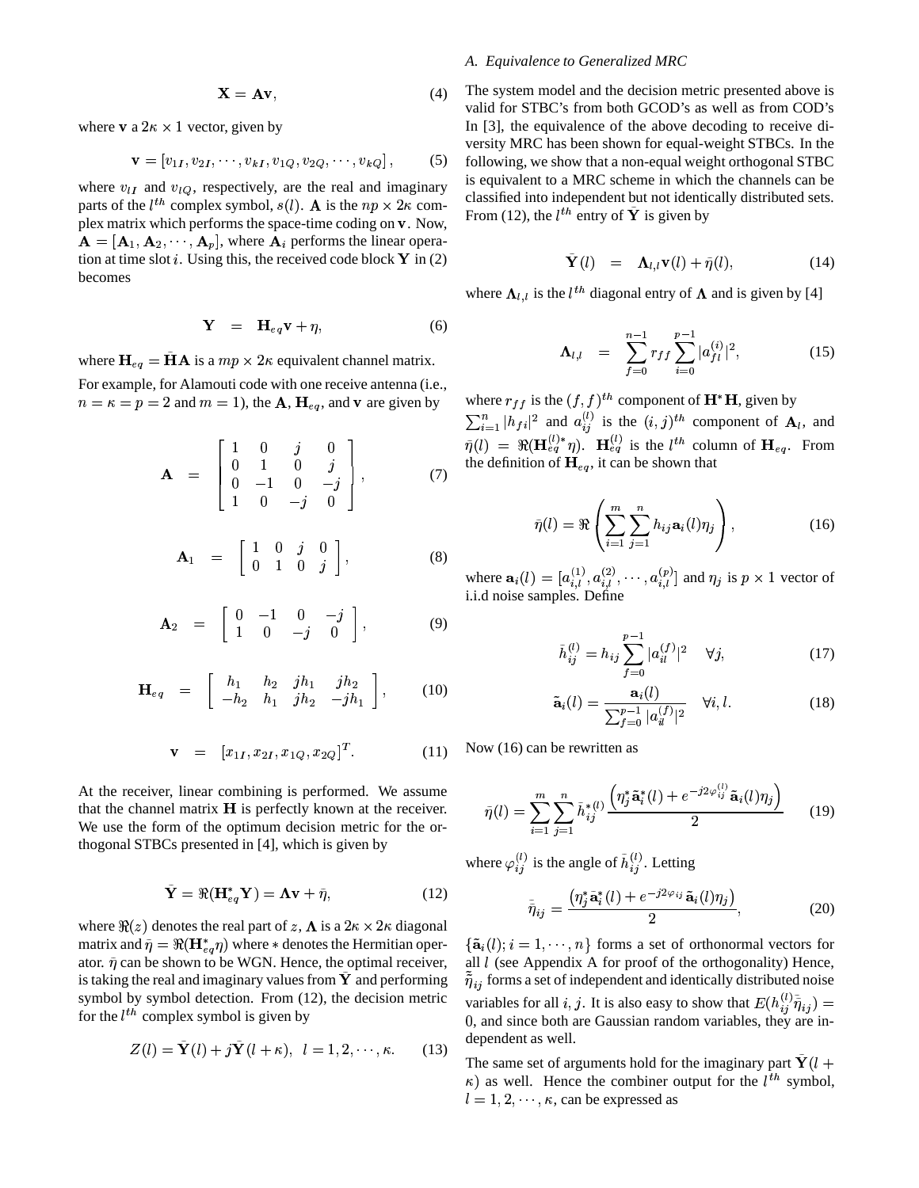$$\mathbf{X} = \mathbf{A}\mathbf{v}, \tag{4}$$

where $\mathbf{v}$ a $2\kappa \times 1$ vector, given by

$$\mathbf{v} = [v_{1I}, v_{2I}, \cdots, v_{kI}, v_{1Q}, v_{2Q}, \cdots, v_{kQ}], \tag{5}$$

where $v_{lI}$ and $v_{lQ}$, respectively, are the real and imaginary parts of the $l^{th}$ complex symbol, $s(l)$. $\mathbf{A}$ is the $np \times 2\kappa$ complex matrix which performs the space-time coding on $\mathbf{v}$. Now, $\mathbf{A} = [\mathbf{A}_1, \mathbf{A}_2, \cdots, \mathbf{A}_p]$, where $\mathbf{A}_i$ performs the linear operation at time slot $i$. Using this, the received code block $\mathbf{Y}$ in (2) becomes

$$\mathbf{Y} = \mathbf{H}_{eq}\mathbf{v} + \eta, \tag{6}$$

where $\mathbf{H}_{eq} = \bar{\mathbf{H}}\mathbf{A}$ is a $mp \times 2\kappa$ equivalent channel matrix.

For example, for Alamouti code with one receive antenna (i.e., $n = \kappa = p = 2$ and $m = 1$), the $\mathbf{A}$, $\mathbf{H}_{eq}$, and $\mathbf{v}$ are given by

$$\mathbf{A} = \begin{bmatrix} 1 & 0 & j & 0 \\ 0 & 1 & 0 & j \\ 0 & -1 & 0 & -j \\ 1 & 0 & -j & 0 \end{bmatrix}, \tag{7}$$

$$\mathbf{A}_1 = \begin{bmatrix} 1 & 0 & j & 0 \\ 0 & 1 & 0 & j \end{bmatrix}, \tag{8}$$

$$\mathbf{A}_2 = \begin{bmatrix} 0 & -1 & 0 & -j \\ 1 & 0 & -j & 0 \end{bmatrix}, \tag{9}$$

$$\mathbf{H}_{eq} = \begin{bmatrix} h_1 & h_2 & jh_1 & jh_2 \\ -h_2 & h_1 & jh_2 & -jh_1 \end{bmatrix}, \tag{10}$$

$$\mathbf{v} = [x_{1I}, x_{2I}, x_{1Q}, x_{2Q}]^T. \tag{11}$$

At the receiver, linear combining is performed. We assume that the channel matrix $\mathbf{H}$ is perfectly known at the receiver. We use the form of the optimum decision metric for the orthogonal STBCs presented in [4], which is given by

$$\bar{\mathbf{Y}} = \Re(\mathbf{H}_{eq}^{*}\mathbf{Y}) = \mathbf{\Lambda}\mathbf{v} + \bar{\eta}, \tag{12}$$

where $\Re(z)$ denotes the real part of $z$, $\mathbf{\Lambda}$ is a $2\kappa \times 2\kappa$ diagonal matrix and $\bar{\eta} = \Re(\mathbf{H}_{eq}^{*}\eta)$ where $*$ denotes the Hermitian operator. $\bar{\eta}$ can be shown to be WGN. Hence, the optimal receiver, is taking the real and imaginary values from $\bar{\mathbf{Y}}$ and performing symbol by symbol detection. From (12), the decision metric for the $l^{th}$ complex symbol is given by

$$Z(l) = \bar{\mathbf{Y}}(l) + j\bar{\mathbf{Y}}(l+\kappa), \;\; l = 1, 2, \cdots, \kappa. \tag{13}$$

### A. Equivalence to Generalized MRC

The system model and the decision metric presented above is valid for STBC's from both GCOD's as well as from COD's In [3], the equivalence of the above decoding to receive diversity MRC has been shown for equal-weight STBCs. In the following, we show that a non-equal weight orthogonal STBC is equivalent to a MRC scheme in which the channels can be classified into independent but not identically distributed sets. From (12), the $l^{th}$ entry of $\bar{\mathbf{Y}}$ is given by

$$\bar{\mathbf{Y}}(l) = \mathbf{\Lambda}_{l,l}\mathbf{v}(l) + \bar{\eta}(l), \tag{14}$$

where $\mathbf{\Lambda}_{l,l}$ is the $l^{th}$ diagonal entry of $\mathbf{\Lambda}$ and is given by [4]

$$\mathbf{\Lambda}_{l,l} = \sum_{f=0}^{n-1} r_{ff} \sum_{i=0}^{p-1} |a_{fl}^{(i)}|^2, \tag{15}$$

where $r_{ff}$ is the $(f,f)^{th}$ component of $\mathbf{H}^{*}\mathbf{H}$, given by $\sum_{i=1}^{n} |h_{fi}|^2$ and $a_{ij}^{(l)}$ is the $(i,j)^{th}$ component of $\mathbf{A}_l$, and $\bar{\eta}(l) = \Re(\mathbf{H}_{eq}^{(l)*}\eta)$. $\mathbf{H}_{eq}^{(l)}$ is the $l^{th}$ column of $\mathbf{H}_{eq}$. From the definition of $\mathbf{H}_{eq}$, it can be shown that

$$\bar{\eta}(l) = \Re\left(\sum_{i=1}^{m}\sum_{j=1}^{n} h_{ij}\mathbf{a}_i(l)\eta_j\right), \tag{16}$$

where $\mathbf{a}_i(l) = [a_{i,l}^{(1)}, a_{i,l}^{(2)}, \cdots, a_{i,l}^{(p)}]$ and $\eta_j$ is $p \times 1$ vector of i.i.d noise samples. Define

$$\bar{h}_{ij}^{(l)} = h_{ij}\sum_{f=0}^{p-1} |a_{il}^{(f)}|^2 \quad \forall j, \tag{17}$$

$$\tilde{\mathbf{a}}_i(l) = \frac{\mathbf{a}_i(l)}{\sum_{f=0}^{p-1} |a_{il}^{(f)}|^2} \quad \forall i, l. \tag{18}$$

Now (16) can be rewritten as

$$\bar{\eta}(l) = \sum_{i=1}^{m}\sum_{j=1}^{n} \bar{h}_{ij}^{*(l)} \frac{\left(\eta_j^{*}\tilde{\mathbf{a}}_i^{*}(l) + e^{-j2\varphi_{ij}^{(l)}}\tilde{\mathbf{a}}_i(l)\eta_j\right)}{2} \tag{19}$$

where $\varphi_{ij}^{(l)}$ is the angle of $\bar{h}_{ij}^{(l)}$. Letting

$$\bar{\bar{\eta}}_{ij} = \frac{\left(\eta_j^{*}\tilde{\mathbf{a}}_i^{*}(l) + e^{-j2\varphi_{ij}}\tilde{\mathbf{a}}_i(l)\eta_j\right)}{2}, \tag{20}$$

$\{\tilde{\mathbf{a}}_i(l); i = 1, \cdots, n\}$ forms a set of orthonormal vectors for all $l$ (see Appendix A for proof of the orthogonality) Hence, $\bar{\bar{\eta}}_{ij}$ forms a set of independent and identically distributed noise variables for all $i, j$. It is also easy to show that $E(h_{ij}^{(l)}\bar{\bar{\eta}}_{ij}) = 0$, and since both are Gaussian random variables, they are independent as well.

The same set of arguments hold for the imaginary part $\bar{\mathbf{Y}}(l+\kappa)$ as well. Hence the combiner output for the $l^{th}$ symbol, $l = 1, 2, \cdots, \kappa$, can be expressed as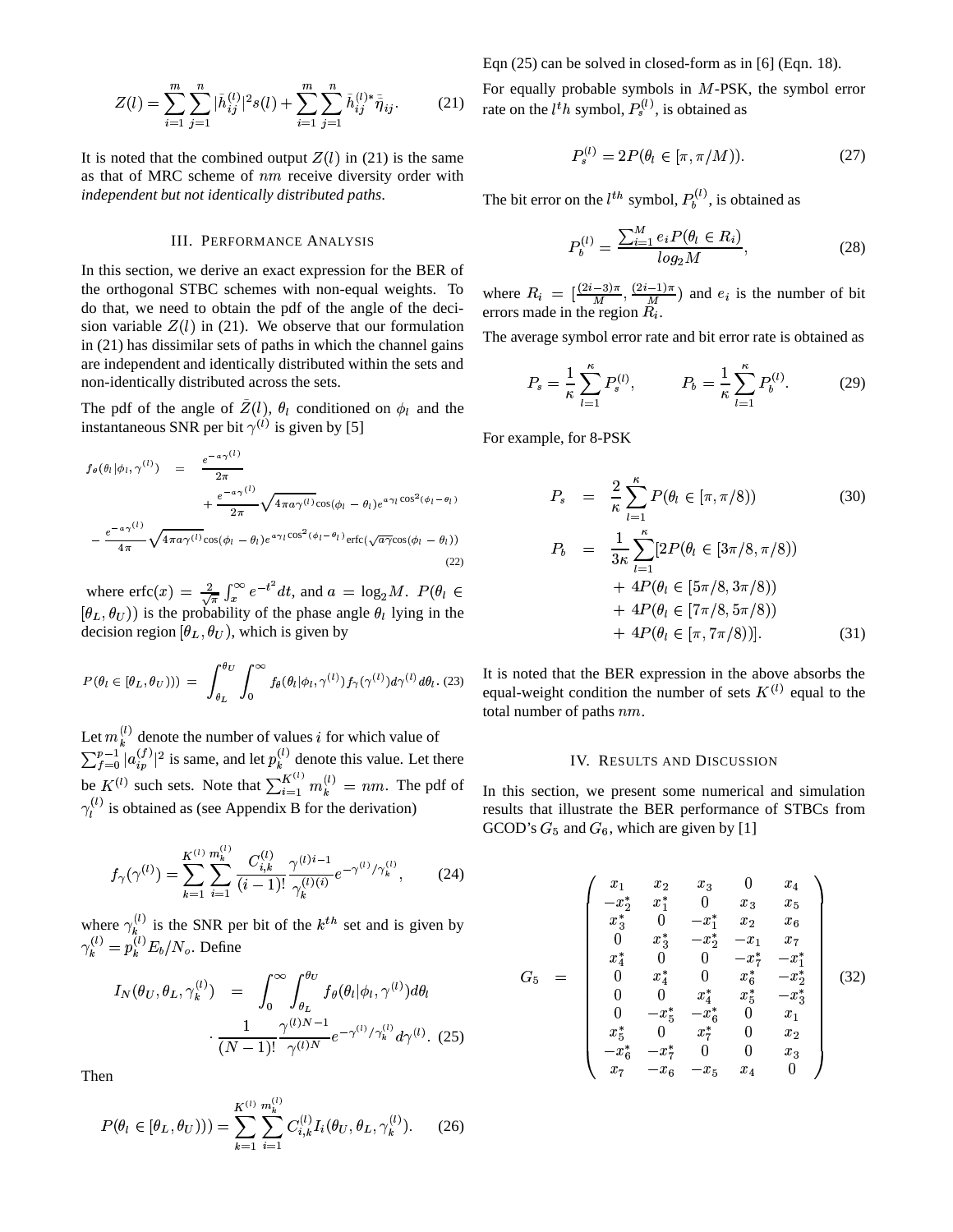$$Z(l) = \sum_{i=1}^{m}\sum_{j=1}^{n} |\bar{h}_{ij}^{(l)}|^2 s(l) + \sum_{i=1}^{m}\sum_{j=1}^{n} \bar{h}_{ij}^{(l)*} \bar{\bar{\eta}}_{ij}. \qquad (21)$$

It is noted that the combined output $Z(l)$ in (21) is the same as that of MRC scheme of $nm$ receive diversity order with *independent but not identically distributed paths*.

## III. Performance Analysis

In this section, we derive an exact expression for the BER of the orthogonal STBC schemes with non-equal weights. To do that, we need to obtain the pdf of the angle of the decision variable $Z(l)$ in (21). We observe that our formulation in (21) has dissimilar sets of paths in which the channel gains are independent and identically distributed within the sets and non-identically distributed across the sets.

The pdf of the angle of $\bar{Z}(l)$, $\theta_l$ conditioned on $\phi_l$ and the instantaneous SNR per bit $\gamma^{(l)}$ is given by [5]

$$\begin{aligned} f_\theta(\theta_l|\phi_l, \gamma^{(l)}) &= \frac{e^{-a\gamma^{(l)}}}{2\pi} \\ &\quad + \frac{e^{-a\gamma^{(l)}}}{2\pi}\sqrt{4\pi a\gamma^{(l)}}\cos(\phi_l - \theta_l) e^{a\gamma_l \cos^2(\phi_l - \theta_l)} \\ - \frac{e^{-a\gamma^{(l)}}}{4\pi}&\sqrt{4\pi a\gamma^{(l)}}\cos(\phi_l - \theta_l) e^{a\gamma_l \cos^2(\phi_l - \theta_l)} \operatorname{erfc}(\sqrt{a\gamma}\cos(\phi_l - \theta_l)) \end{aligned} \qquad (22)$$

where $\operatorname{erfc}(x) = \frac{2}{\sqrt{\pi}}\int_x^\infty e^{-t^2}dt$, and $a = \log_2 M$. $P(\theta_l \in [\theta_L, \theta_U))$ is the probability of the phase angle $\theta_l$ lying in the decision region $[\theta_L, \theta_U)$, which is given by

$$P(\theta_l \in [\theta_L, \theta_U))) = \int_{\theta_L}^{\theta_U}\int_0^\infty f_\theta(\theta_l|\phi_l, \gamma^{(l)}) f_\gamma(\gamma^{(l)}) d\gamma^{(l)} d\theta_l. \quad (23)$$

Let $m_k^{(l)}$ denote the number of values $i$ for which value of $\sum_{f=0}^{p-1}|a_{ip}^{(f)}|^2$ is same, and let $p_k^{(l)}$ denote this value. Let there be $K^{(l)}$ such sets. Note that $\sum_{i=1}^{K^{(l)}} m_k^{(l)} = nm$. The pdf of $\gamma_l^{(l)}$ is obtained as (see Appendix B for the derivation)

$$f_\gamma(\gamma^{(l)}) = \sum_{k=1}^{K^{(l)}}\sum_{i=1}^{m_k^{(l)}} \frac{C_{i,k}^{(l)}}{(i-1)!}\frac{\gamma^{(l)i-1}}{\gamma_k^{(l)(i)}} e^{-\gamma^{(l)}/\gamma_k^{(l)}}, \qquad (24)$$

where $\gamma_k^{(l)}$ is the SNR per bit of the $k^{th}$ set and is given by $\gamma_k^{(l)} = p_k^{(l)} E_b/N_o$. Define

$$\begin{aligned} I_N(\theta_U, \theta_L, \gamma_k^{(l)}) &= \int_0^\infty \int_{\theta_L}^{\theta_U} f_\theta(\theta_l|\phi_l, \gamma^{(l)}) d\theta_l \\ &\quad \cdot \frac{1}{(N-1)!}\frac{\gamma^{(l)N-1}}{\gamma^{(l)N}} e^{-\gamma^{(l)}/\gamma_k^{(l)}} d\gamma^{(l)}. \end{aligned} \qquad (25)$$

Then

$$P(\theta_l \in [\theta_L, \theta_U))) = \sum_{k=1}^{K^{(l)}}\sum_{i=1}^{m_k^{(l)}} C_{i,k}^{(l)} I_i(\theta_U, \theta_L, \gamma_k^{(l)}). \qquad (26)$$

Eqn (25) can be solved in closed-form as in [6] (Eqn. 18).

For equally probable symbols in $M$-PSK, the symbol error rate on the $l^th$ symbol, $P_s^{(l)}$, is obtained as

$$P_s^{(l)} = 2P(\theta_l \in [\pi, \pi/M)). \qquad (27)$$

The bit error on the $l^{th}$ symbol, $P_b^{(l)}$, is obtained as

$$P_b^{(l)} = \frac{\sum_{i=1}^{M} e_i P(\theta_l \in R_i)}{log_2 M}, \qquad (28)$$

where $R_i = [\frac{(2i-3)\pi}{M}, \frac{(2i-1)\pi}{M})$ and $e_i$ is the number of bit errors made in the region $R_i$.

The average symbol error rate and bit error rate is obtained as

$$P_s = \frac{1}{\kappa}\sum_{l=1}^{\kappa} P_s^{(l)}, \qquad P_b = \frac{1}{\kappa}\sum_{l=1}^{\kappa} P_b^{(l)}. \qquad (29)$$

For example, for 8-PSK

$$\begin{aligned} P_s &= \frac{2}{\kappa}\sum_{l=1}^{\kappa} P(\theta_l \in [\pi, \pi/8)) \qquad (30) \\ P_b &= \frac{1}{3\kappa}\sum_{l=1}^{\kappa}[2P(\theta_l \in [3\pi/8, \pi/8)) \\ &\quad + 4P(\theta_l \in [5\pi/8, 3\pi/8)) \\ &\quad + 4P(\theta_l \in [7\pi/8, 5\pi/8)) \\ &\quad + 4P(\theta_l \in [\pi, 7\pi/8))]. \qquad (31) \end{aligned}$$

It is noted that the BER expression in the above absorbs the equal-weight condition the number of sets $K^{(l)}$ equal to the total number of paths $nm$.

## IV. Results and Discussion

In this section, we present some numerical and simulation results that illustrate the BER performance of STBCs from GCOD's $G_5$ and $G_6$, which are given by [1]

$$G_5 = \begin{pmatrix} x_1 & x_2 & x_3 & 0 & x_4 \\ -x_2^* & x_1^* & 0 & x_3 & x_5 \\ x_3^* & 0 & -x_1^* & x_2 & x_6 \\ 0 & x_3^* & -x_2^* & -x_1 & x_7 \\ x_4^* & 0 & 0 & -x_7^* & -x_1^* \\ 0 & x_4^* & 0 & x_6^* & -x_2^* \\ 0 & 0 & x_4^* & x_5^* & -x_3^* \\ 0 & -x_5^* & -x_6^* & 0 & x_1 \\ x_5^* & 0 & x_7^* & 0 & x_2 \\ -x_6^* & -x_7^* & 0 & 0 & x_3 \\ x_7 & -x_6 & -x_5 & x_4 & 0 \end{pmatrix} \qquad (32)$$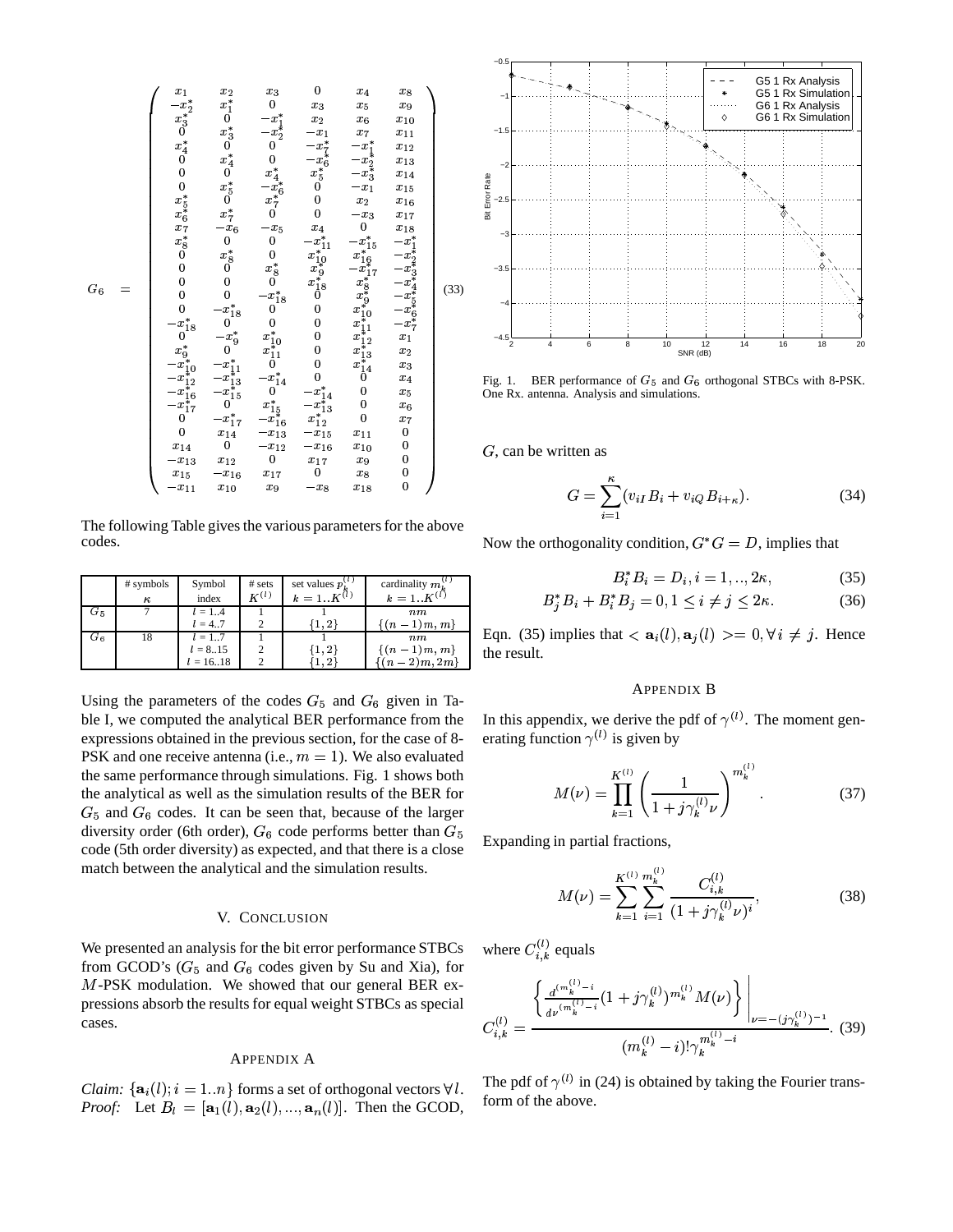$$
G_6 = \begin{pmatrix}
x_1 & x_2 & x_3 & 0 & x_4 & x_8 \\
-x_2^* & x_1^* & 0 & x_3 & x_5 & x_9 \\
x_3^* & 0 & -x_1^* & x_2 & x_6 & x_{10} \\
0 & x_3^* & -x_2^* & -x_1 & x_7 & x_{11} \\
x_4^* & 0 & 0 & -x_7^* & -x_1^* & x_{12} \\
0 & x_4^* & 0 & -x_6^* & -x_2^* & x_{13} \\
0 & 0 & x_4^* & x_5^* & -x_3^* & x_{14} \\
0 & x_5^* & -x_6^* & 0 & -x_1 & x_{15} \\
x_5^* & 0 & x_7^* & 0 & x_2 & x_{16} \\
x_6^* & x_7^* & 0 & 0 & -x_3 & x_{17} \\
x_7 & -x_6 & -x_5 & x_4 & 0 & x_{18} \\
x_8^* & 0 & 0 & -x_{11}^* & -x_{15}^* & -x_1^* \\
0 & x_8^* & 0 & x_{10}^* & x_{16}^* & -x_2^* \\
0 & 0 & x_8^* & x_9^* & -x_{17}^* & -x_3^* \\
0 & 0 & 0 & x_{18}^* & x_8^* & -x_4^* \\
0 & 0 & -x_{18}^* & 0 & x_9^* & -x_5^* \\
0 & -x_{18}^* & 0 & 0 & x_{10}^* & -x_6^* \\
-x_{18}^* & 0 & 0 & 0 & x_{11}^* & -x_7^* \\
0 & -x_9^* & x_{10}^* & 0 & x_{12}^* & x_1 \\
x_9^* & 0 & x_{11}^* & 0 & x_{13}^* & x_2 \\
-x_{10}^* & -x_{11}^* & 0 & 0 & x_{14}^* & x_3 \\
-x_{12}^* & -x_{13}^* & -x_{14}^* & 0 & 0 & x_4 \\
-x_{16}^* & -x_{15}^* & 0 & -x_{14}^* & 0 & x_5 \\
-x_{17}^* & 0 & x_{15}^* & -x_{13}^* & 0 & x_6 \\
0 & -x_{17}^* & -x_{16}^* & x_{12}^* & 0 & x_7 \\
0 & x_{14} & -x_{13} & -x_{15} & x_{11} & 0 \\
x_{14} & 0 & -x_{12} & -x_{16} & x_{10} & 0 \\
-x_{13} & x_{12} & 0 & x_{17} & x_9 & 0 \\
x_{15} & -x_{16} & x_{17} & 0 & x_8 & 0 \\
-x_{11} & x_{10} & x_9 & -x_8 & x_{18} & 0
\end{pmatrix} \quad (33)
$$

The following Table gives the various parameters for the above codes.

| | # symbols $\kappa$ | Symbol index | # sets $K^{(l)}$ | set values $p_k^{(l)}$ $k=1..K^{(l)}$ | cardinality $m_k^{(l)}$ $k=1..K^{(l)}$ |
|---|---|---|---|---|---|
| $G_5$ | 7 | $l$ = 1..4 | 1 | 1 | $nm$ |
| | | $l$ = 4..7 | 2 | $\{1,2\}$ | $\{(n-1)m, m\}$ |
| $G_6$ | 18 | $l$ = 1..7 | 1 | 1 | $nm$ |
| | | $l$ = 8..15 | 2 | $\{1,2\}$ | $\{(n-1)m, m\}$ |
| | | $l$ = 16..18 | 2 | $\{1,2\}$ | $\{(n-2)m, 2m\}$ |

Using the parameters of the codes $G_5$ and $G_6$ given in Table I, we computed the analytical BER performance from the expressions obtained in the previous section, for the case of 8-PSK and one receive antenna (i.e., $m = 1$). We also evaluated the same performance through simulations. Fig. 1 shows both the analytical as well as the simulation results of the BER for $G_5$ and $G_6$ codes. It can be seen that, because of the larger diversity order (6th order), $G_6$ code performs better than $G_5$ code (5th order diversity) as expected, and that there is a close match between the analytical and the simulation results.

## V. Conclusion

We presented an analysis for the bit error performance STBCs from GCOD's ($G_5$ and $G_6$ codes given by Su and Xia), for $M$-PSK modulation. We showed that our general BER expressions absorb the results for equal weight STBCs as special cases.

## Appendix A

*Claim:* $\{\mathbf{a}_i(l); i = 1..n\}$ forms a set of orthogonal vectors $\forall l$.
*Proof:* Let $B_l = [\mathbf{a}_1(l), \mathbf{a}_2(l), ..., \mathbf{a}_n(l)]$. Then the GCOD, $G$, can be written as

$$G = \sum_{i=1}^{\kappa} (v_{iI} B_i + v_{iQ} B_{i+\kappa}). \quad (34)$$

Now the orthogonality condition, $G^* G = D$, implies that

$$B_i^* B_i = D_i, i = 1, .., 2\kappa, \quad (35)$$

$$B_j^* B_i + B_i^* B_j = 0, 1 \leq i \neq j \leq 2\kappa. \quad (36)$$

Eqn. (35) implies that $< \mathbf{a}_i(l), \mathbf{a}_j(l) >= 0, \forall i \neq j$. Hence the result.

Fig. 1. BER performance of $G_5$ and $G_6$ orthogonal STBCs with 8-PSK. One Rx. antenna. Analysis and simulations.

## Appendix B

In this appendix, we derive the pdf of $\gamma^{(l)}$. The moment generating function $\gamma^{(l)}$ is given by

$$M(\nu) = \prod_{k=1}^{K^{(l)}} \left( \frac{1}{1 + j\gamma_k^{(l)} \nu} \right)^{m_k^{(l)}}. \quad (37)$$

Expanding in partial fractions,

$$M(\nu) = \sum_{k=1}^{K^{(l)}} \sum_{i=1}^{m_k^{(l)}} \frac{C_{i,k}^{(l)}}{(1 + j\gamma_k^{(l)} \nu)^i}, \quad (38)$$

where $C_{i,k}^{(l)}$ equals

$$C_{i,k}^{(l)} = \frac{\left\{ \frac{d^{(m_k^{(l)} - i)}}{d\nu^{(m_k^{(l)} - i)}} (1 + j\gamma_k^{(l)})^{m_k^{(l)}} M(\nu) \right\} \Bigg|_{\nu = -(j\gamma_k^{(l)})^{-1}}}{(m_k^{(l)} - i)! \gamma_k^{m_k^{(l)} - i}}. \quad (39)$$

The pdf of $\gamma^{(l)}$ in (24) is obtained by taking the Fourier transform of the above.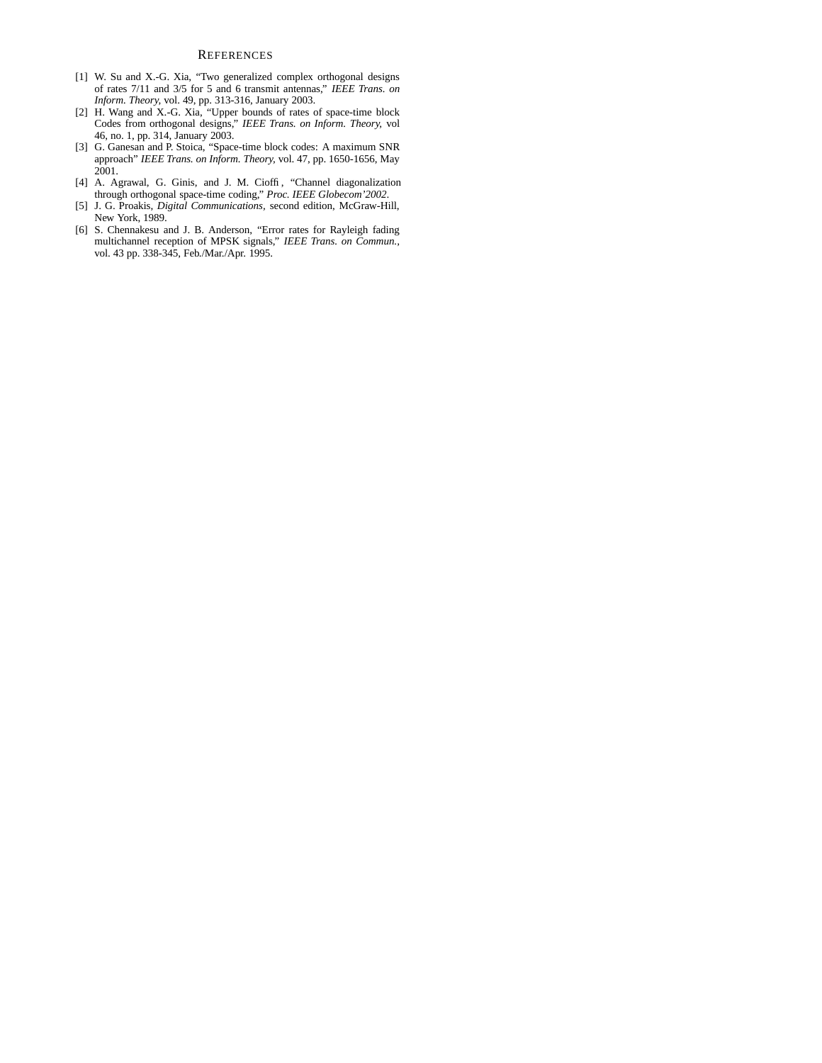## References

[1] W. Su and X.-G. Xia, "Two generalized complex orthogonal designs of rates 7/11 and 3/5 for 5 and 6 transmit antennas," *IEEE Trans. on Inform. Theory,* vol. 49, pp. 313-316, January 2003.

[2] H. Wang and X.-G. Xia, "Upper bounds of rates of space-time block Codes from orthogonal designs," *IEEE Trans. on Inform. Theory,* vol 46, no. 1, pp. 314, January 2003.

[3] G. Ganesan and P. Stoica, "Space-time block codes: A maximum SNR approach" *IEEE Trans. on Inform. Theory,* vol. 47, pp. 1650-1656, May 2001.

[4] A. Agrawal, G. Ginis, and J. M. Cioffi, "Channel diagonalization through orthogonal space-time coding," *Proc. IEEE Globecom'2002*.

[5] J. G. Proakis, *Digital Communications*, second edition, McGraw-Hill, New York, 1989.

[6] S. Chennakesu and J. B. Anderson, "Error rates for Rayleigh fading multichannel reception of MPSK signals," *IEEE Trans. on Commun.*, vol. 43 pp. 338-345, Feb./Mar./Apr. 1995.